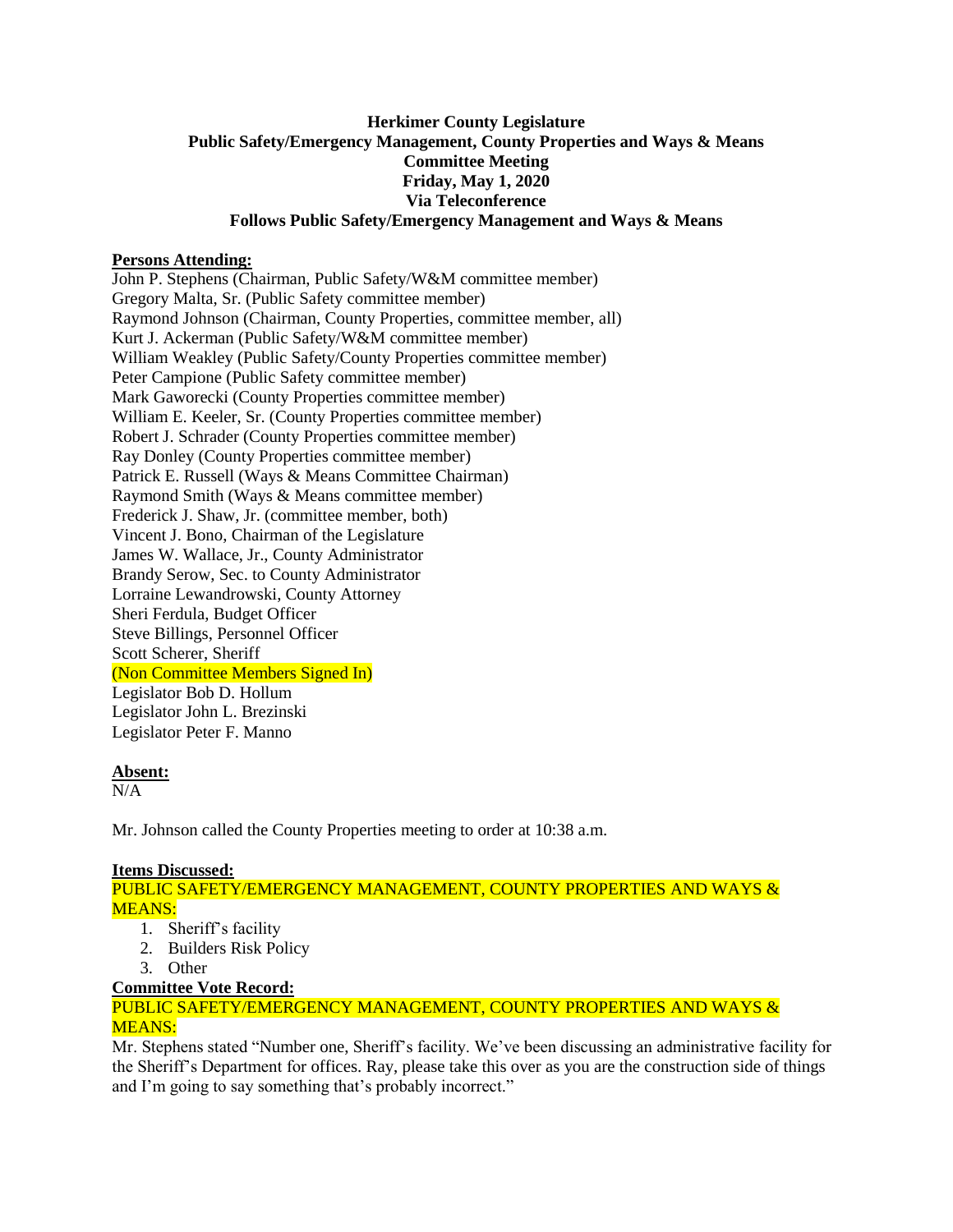**Herkimer County Legislature**
**Public Safety/Emergency Management, County Properties and Ways & Means**
**Committee Meeting**
**Friday, May 1, 2020**
**Via Teleconference**
**Follows Public Safety/Emergency Management and Ways & Means**

**Persons Attending:**

John P. Stephens (Chairman, Public Safety/W&M committee member)
Gregory Malta, Sr. (Public Safety committee member)
Raymond Johnson (Chairman, County Properties, committee member, all)
Kurt J. Ackerman (Public Safety/W&M committee member)
William Weakley (Public Safety/County Properties committee member)
Peter Campione (Public Safety committee member)
Mark Gaworecki (County Properties committee member)
William E. Keeler, Sr. (County Properties committee member)
Robert J. Schrader (County Properties committee member)
Ray Donley (County Properties committee member)
Patrick E. Russell (Ways & Means Committee Chairman)
Raymond Smith (Ways & Means committee member)
Frederick J. Shaw, Jr. (committee member, both)
Vincent J. Bono, Chairman of the Legislature
James W. Wallace, Jr., County Administrator
Brandy Serow, Sec. to County Administrator
Lorraine Lewandrowski, County Attorney
Sheri Ferdula, Budget Officer
Steve Billings, Personnel Officer
Scott Scherer, Sheriff
(Non Committee Members Signed In)
Legislator Bob D. Hollum
Legislator John L. Brezinski
Legislator Peter F. Manno

**Absent:**

N/A

Mr. Johnson called the County Properties meeting to order at 10:38 a.m.

**Items Discussed:**

PUBLIC SAFETY/EMERGENCY MANAGEMENT, COUNTY PROPERTIES AND WAYS & MEANS:

1. Sheriff's facility
2. Builders Risk Policy
3. Other

**Committee Vote Record:**

PUBLIC SAFETY/EMERGENCY MANAGEMENT, COUNTY PROPERTIES AND WAYS & MEANS:

Mr. Stephens stated "Number one, Sheriff's facility. We've been discussing an administrative facility for the Sheriff's Department for offices. Ray, please take this over as you are the construction side of things and I'm going to say something that's probably incorrect."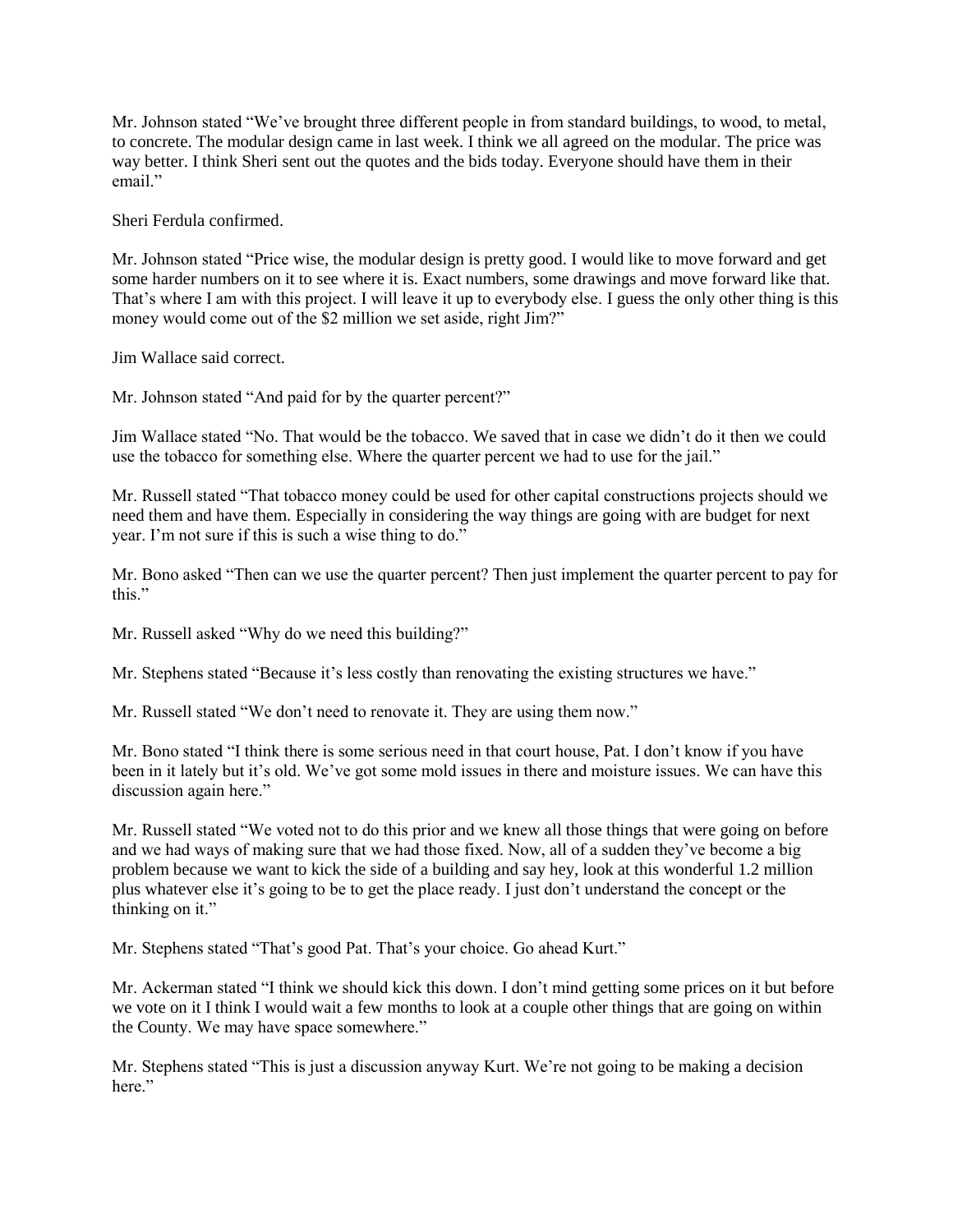Mr. Johnson stated "We've brought three different people in from standard buildings, to wood, to metal, to concrete. The modular design came in last week. I think we all agreed on the modular. The price was way better. I think Sheri sent out the quotes and the bids today. Everyone should have them in their email."

Sheri Ferdula confirmed.

Mr. Johnson stated "Price wise, the modular design is pretty good. I would like to move forward and get some harder numbers on it to see where it is. Exact numbers, some drawings and move forward like that. That's where I am with this project. I will leave it up to everybody else. I guess the only other thing is this money would come out of the $2 million we set aside, right Jim?"

Jim Wallace said correct.

Mr. Johnson stated "And paid for by the quarter percent?"

Jim Wallace stated "No. That would be the tobacco. We saved that in case we didn't do it then we could use the tobacco for something else. Where the quarter percent we had to use for the jail."

Mr. Russell stated "That tobacco money could be used for other capital constructions projects should we need them and have them. Especially in considering the way things are going with are budget for next year. I'm not sure if this is such a wise thing to do."

Mr. Bono asked "Then can we use the quarter percent? Then just implement the quarter percent to pay for this."

Mr. Russell asked "Why do we need this building?"

Mr. Stephens stated "Because it's less costly than renovating the existing structures we have."

Mr. Russell stated "We don't need to renovate it. They are using them now."

Mr. Bono stated "I think there is some serious need in that court house, Pat. I don't know if you have been in it lately but it's old. We've got some mold issues in there and moisture issues. We can have this discussion again here."

Mr. Russell stated "We voted not to do this prior and we knew all those things that were going on before and we had ways of making sure that we had those fixed. Now, all of a sudden they've become a big problem because we want to kick the side of a building and say hey, look at this wonderful 1.2 million plus whatever else it's going to be to get the place ready. I just don't understand the concept or the thinking on it."

Mr. Stephens stated "That's good Pat. That's your choice. Go ahead Kurt."

Mr. Ackerman stated "I think we should kick this down. I don't mind getting some prices on it but before we vote on it I think I would wait a few months to look at a couple other things that are going on within the County. We may have space somewhere."

Mr. Stephens stated "This is just a discussion anyway Kurt. We're not going to be making a decision here."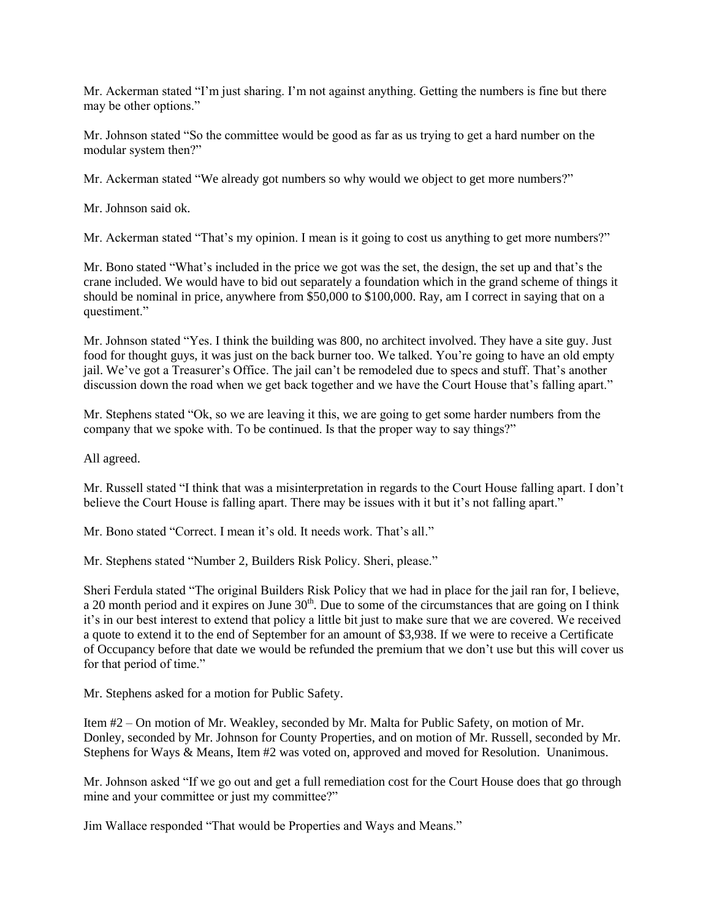Mr. Ackerman stated "I'm just sharing. I'm not against anything. Getting the numbers is fine but there may be other options."

Mr. Johnson stated "So the committee would be good as far as us trying to get a hard number on the modular system then?"

Mr. Ackerman stated "We already got numbers so why would we object to get more numbers?"

Mr. Johnson said ok.

Mr. Ackerman stated "That's my opinion. I mean is it going to cost us anything to get more numbers?"

Mr. Bono stated "What's included in the price we got was the set, the design, the set up and that's the crane included. We would have to bid out separately a foundation which in the grand scheme of things it should be nominal in price, anywhere from $50,000 to $100,000. Ray, am I correct in saying that on a questiment."

Mr. Johnson stated "Yes. I think the building was 800, no architect involved. They have a site guy. Just food for thought guys, it was just on the back burner too. We talked. You're going to have an old empty jail. We've got a Treasurer's Office. The jail can't be remodeled due to specs and stuff. That's another discussion down the road when we get back together and we have the Court House that's falling apart."

Mr. Stephens stated "Ok, so we are leaving it this, we are going to get some harder numbers from the company that we spoke with. To be continued. Is that the proper way to say things?"

All agreed.

Mr. Russell stated "I think that was a misinterpretation in regards to the Court House falling apart. I don't believe the Court House is falling apart. There may be issues with it but it's not falling apart."

Mr. Bono stated "Correct. I mean it's old. It needs work. That's all."

Mr. Stephens stated "Number 2, Builders Risk Policy. Sheri, please."

Sheri Ferdula stated "The original Builders Risk Policy that we had in place for the jail ran for, I believe, a 20 month period and it expires on June 30th. Due to some of the circumstances that are going on I think it's in our best interest to extend that policy a little bit just to make sure that we are covered. We received a quote to extend it to the end of September for an amount of $3,938. If we were to receive a Certificate of Occupancy before that date we would be refunded the premium that we don't use but this will cover us for that period of time."

Mr. Stephens asked for a motion for Public Safety.

Item #2 – On motion of Mr. Weakley, seconded by Mr. Malta for Public Safety, on motion of Mr. Donley, seconded by Mr. Johnson for County Properties, and on motion of Mr. Russell, seconded by Mr. Stephens for Ways & Means, Item #2 was voted on, approved and moved for Resolution. Unanimous.

Mr. Johnson asked "If we go out and get a full remediation cost for the Court House does that go through mine and your committee or just my committee?"

Jim Wallace responded "That would be Properties and Ways and Means."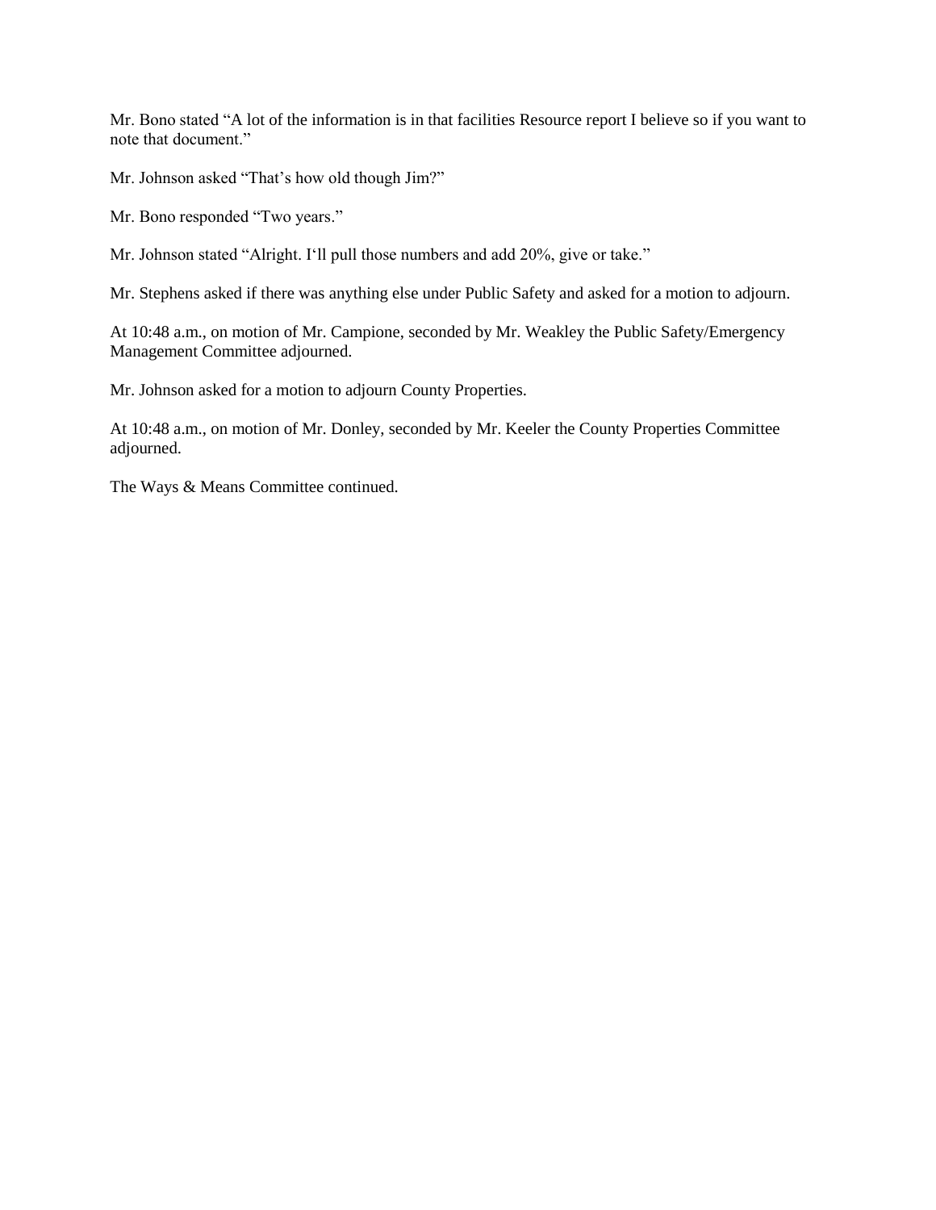Mr. Bono stated "A lot of the information is in that facilities Resource report I believe so if you want to note that document."

Mr. Johnson asked "That's how old though Jim?"

Mr. Bono responded "Two years."

Mr. Johnson stated "Alright. I'll pull those numbers and add 20%, give or take."

Mr. Stephens asked if there was anything else under Public Safety and asked for a motion to adjourn.

At 10:48 a.m., on motion of Mr. Campione, seconded by Mr. Weakley the Public Safety/Emergency Management Committee adjourned.

Mr. Johnson asked for a motion to adjourn County Properties.

At 10:48 a.m., on motion of Mr. Donley, seconded by Mr. Keeler the County Properties Committee adjourned.

The Ways & Means Committee continued.